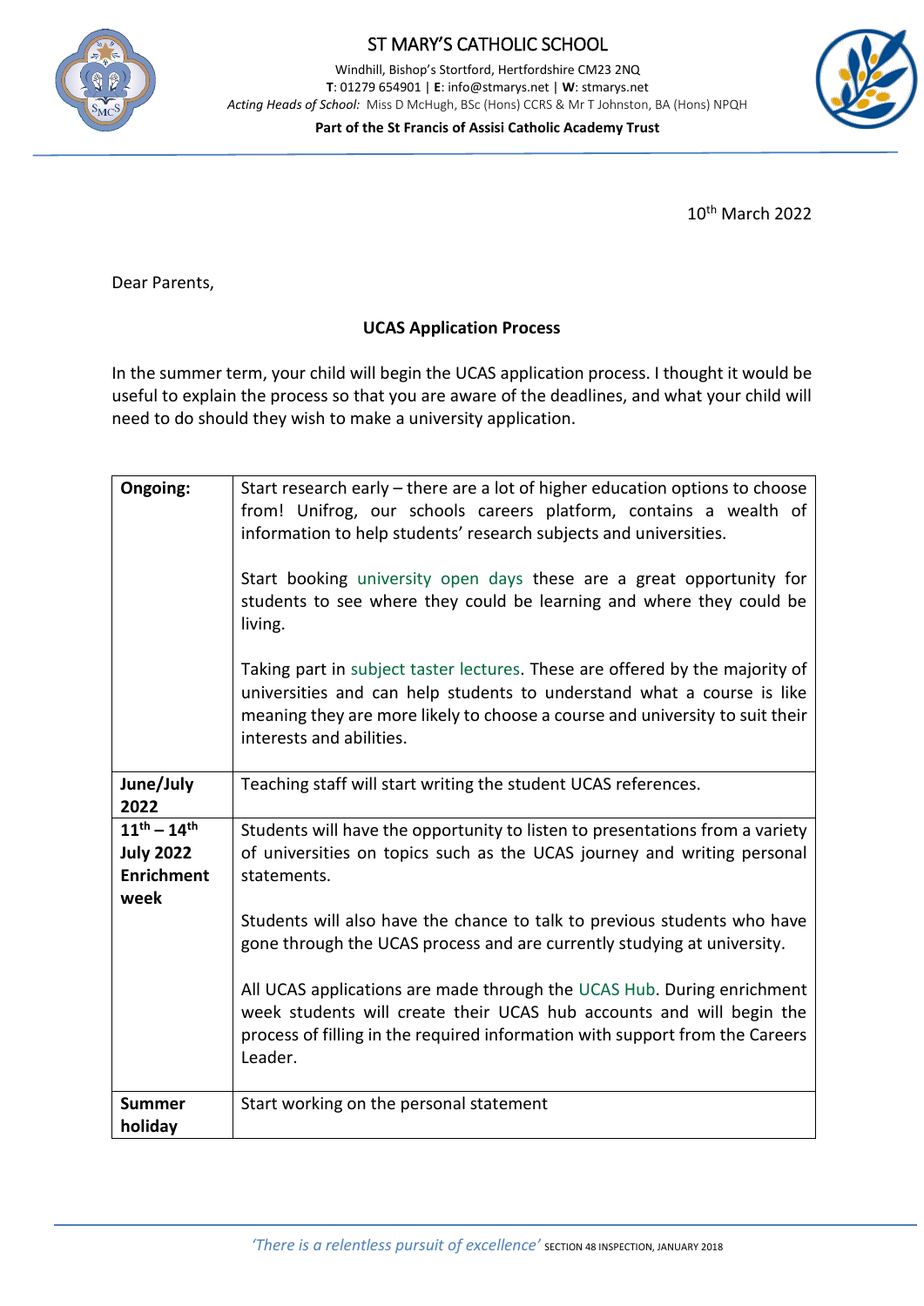# ST MARY'S CATHOLIC SCHOOL

Windhill, Bishop's Stortford, Hertfordshire CM23 2NQ
**T**: 01279 654901 | **E**: info@stmarys.net | **W**: stmarys.net
*Acting Heads of School:* Miss D McHugh, BSc (Hons) CCRS & Mr T Johnston, BA (Hons) NPQH

**Part of the St Francis of Assisi Catholic Academy Trust**

10th March 2022

Dear Parents,

## UCAS Application Process

In the summer term, your child will begin the UCAS application process. I thought it would be useful to explain the process so that you are aware of the deadlines, and what your child will need to do should they wish to make a university application.

| | |
|---|---|
| **Ongoing:** | Start research early – there are a lot of higher education options to choose from! Unifrog, our schools careers platform, contains a wealth of information to help students' research subjects and universities.<br><br>Start booking university open days these are a great opportunity for students to see where they could be learning and where they could be living.<br><br>Taking part in subject taster lectures. These are offered by the majority of universities and can help students to understand what a course is like meaning they are more likely to choose a course and university to suit their interests and abilities. |
| **June/July 2022** | Teaching staff will start writing the student UCAS references. |
| **11th – 14th July 2022 Enrichment week** | Students will have the opportunity to listen to presentations from a variety of universities on topics such as the UCAS journey and writing personal statements.<br><br>Students will also have the chance to talk to previous students who have gone through the UCAS process and are currently studying at university.<br><br>All UCAS applications are made through the UCAS Hub. During enrichment week students will create their UCAS hub accounts and will begin the process of filling in the required information with support from the Careers Leader. |
| **Summer holiday** | Start working on the personal statement |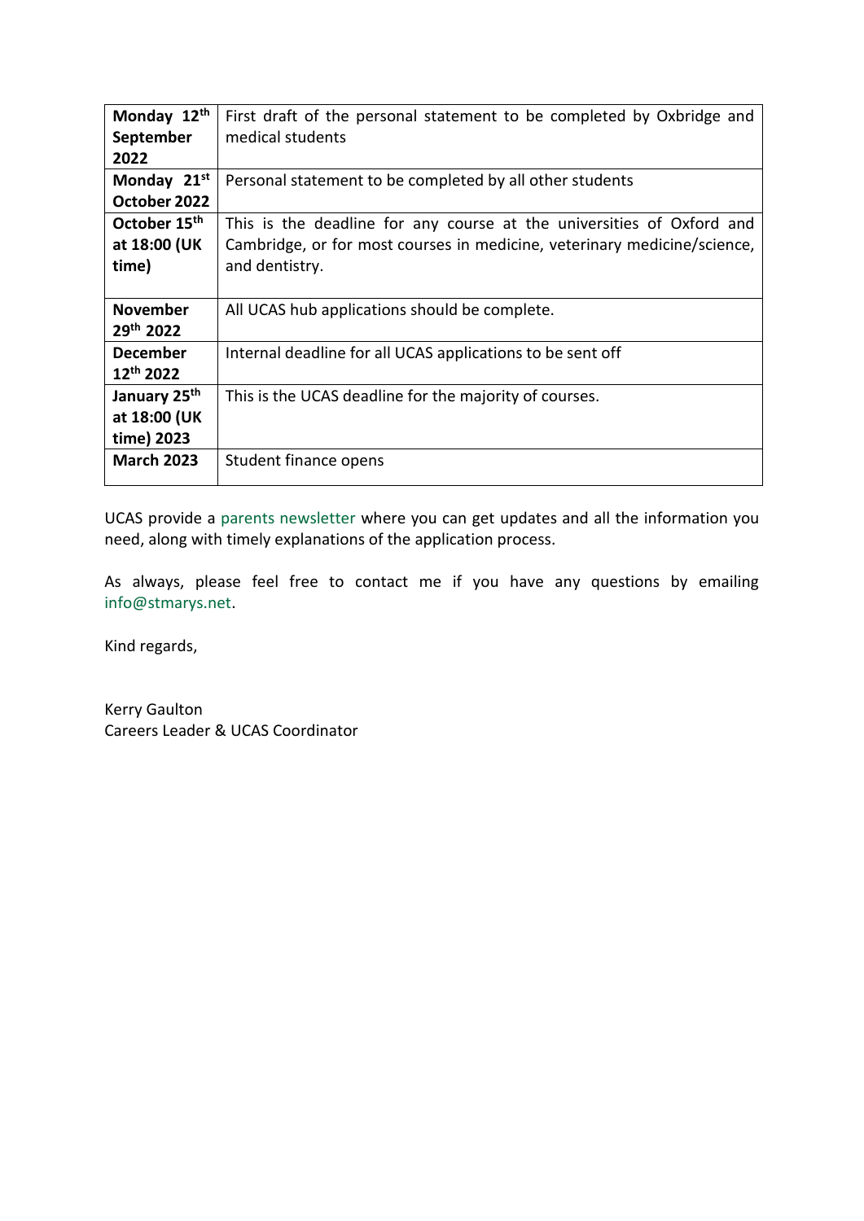| | |
|---|---|
| **Monday 12th September 2022** | First draft of the personal statement to be completed by Oxbridge and medical students |
| **Monday 21st October 2022** | Personal statement to be completed by all other students |
| **October 15th at 18:00 (UK time)** | This is the deadline for any course at the universities of Oxford and Cambridge, or for most courses in medicine, veterinary medicine/science, and dentistry. |
| **November 29th 2022** | All UCAS hub applications should be complete. |
| **December 12th 2022** | Internal deadline for all UCAS applications to be sent off |
| **January 25th at 18:00 (UK time) 2023** | This is the UCAS deadline for the majority of courses. |
| **March 2023** | Student finance opens |

UCAS provide a parents newsletter where you can get updates and all the information you need, along with timely explanations of the application process.

As always, please feel free to contact me if you have any questions by emailing info@stmarys.net.

Kind regards,

Kerry Gaulton
Careers Leader & UCAS Coordinator